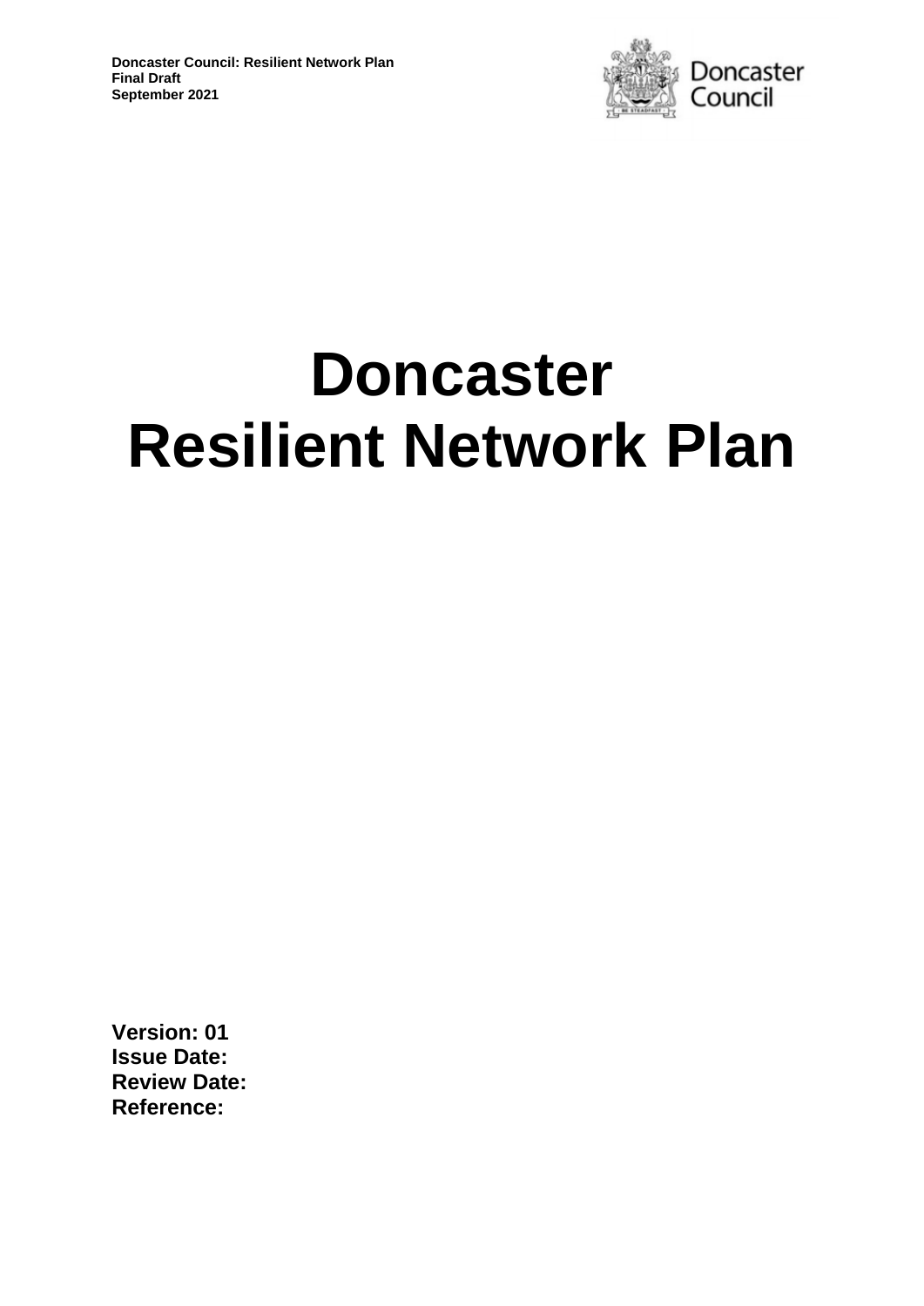Doncaster Council: Resilient Network Plan
Final Draft
September 2021

# Doncaster Resilient Network Plan

**Version: 01**
**Issue Date:**
**Review Date:**
**Reference:**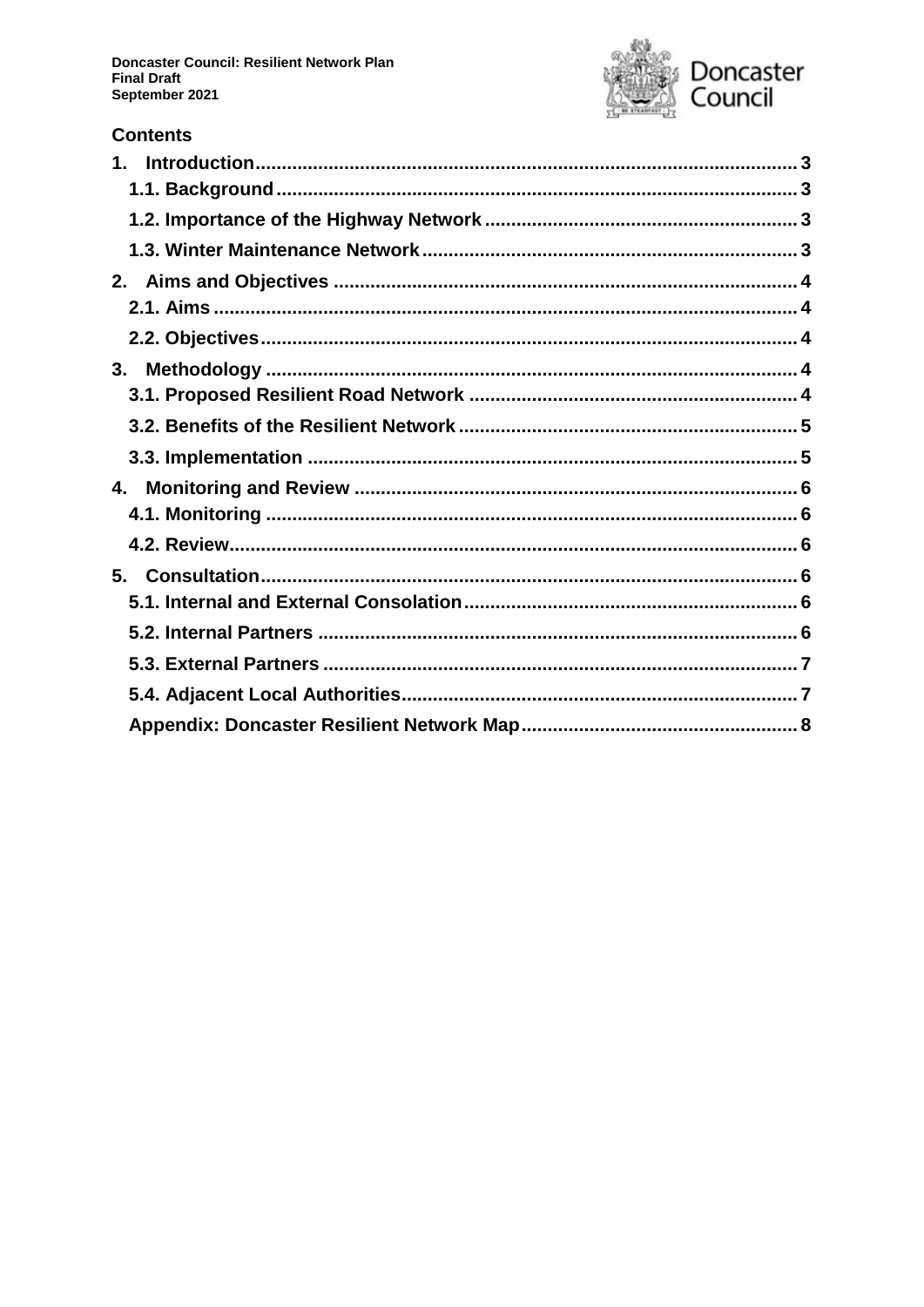## Contents

1. Introduction ... 3
   - 1.1. Background ... 3
   - 1.2. Importance of the Highway Network ... 3
   - 1.3. Winter Maintenance Network ... 3
2. Aims and Objectives ... 4
   - 2.1. Aims ... 4
   - 2.2. Objectives ... 4
3. Methodology ... 4
   - 3.1. Proposed Resilient Road Network ... 4
   - 3.2. Benefits of the Resilient Network ... 5
   - 3.3. Implementation ... 5
4. Monitoring and Review ... 6
   - 4.1. Monitoring ... 6
   - 4.2. Review ... 6
5. Consultation ... 6
   - 5.1. Internal and External Consolation ... 6
   - 5.2. Internal Partners ... 6
   - 5.3. External Partners ... 7
   - 5.4. Adjacent Local Authorities ... 7
   - Appendix: Doncaster Resilient Network Map ... 8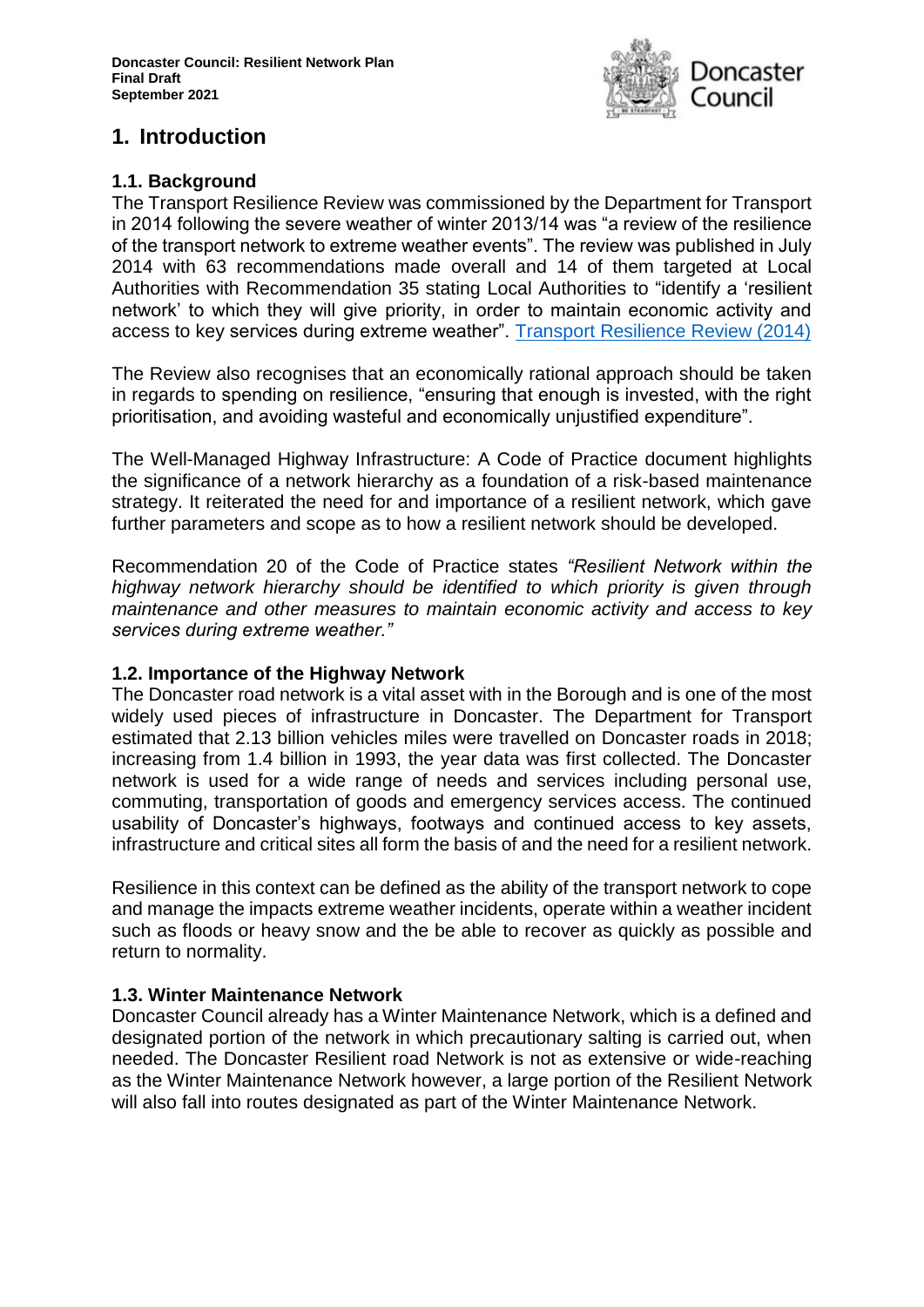# 1. Introduction

## 1.1. Background

The Transport Resilience Review was commissioned by the Department for Transport in 2014 following the severe weather of winter 2013/14 was "a review of the resilience of the transport network to extreme weather events". The review was published in July 2014 with 63 recommendations made overall and 14 of them targeted at Local Authorities with Recommendation 35 stating Local Authorities to "identify a 'resilient network' to which they will give priority, in order to maintain economic activity and access to key services during extreme weather". [Transport Resilience Review (2014)]

The Review also recognises that an economically rational approach should be taken in regards to spending on resilience, "ensuring that enough is invested, with the right prioritisation, and avoiding wasteful and economically unjustified expenditure".

The Well-Managed Highway Infrastructure: A Code of Practice document highlights the significance of a network hierarchy as a foundation of a risk-based maintenance strategy. It reiterated the need for and importance of a resilient network, which gave further parameters and scope as to how a resilient network should be developed.

Recommendation 20 of the Code of Practice states *"Resilient Network within the highway network hierarchy should be identified to which priority is given through maintenance and other measures to maintain economic activity and access to key services during extreme weather."*

## 1.2. Importance of the Highway Network

The Doncaster road network is a vital asset with in the Borough and is one of the most widely used pieces of infrastructure in Doncaster. The Department for Transport estimated that 2.13 billion vehicles miles were travelled on Doncaster roads in 2018; increasing from 1.4 billion in 1993, the year data was first collected. The Doncaster network is used for a wide range of needs and services including personal use, commuting, transportation of goods and emergency services access. The continued usability of Doncaster's highways, footways and continued access to key assets, infrastructure and critical sites all form the basis of and the need for a resilient network.

Resilience in this context can be defined as the ability of the transport network to cope and manage the impacts extreme weather incidents, operate within a weather incident such as floods or heavy snow and the be able to recover as quickly as possible and return to normality.

## 1.3. Winter Maintenance Network

Doncaster Council already has a Winter Maintenance Network, which is a defined and designated portion of the network in which precautionary salting is carried out, when needed. The Doncaster Resilient road Network is not as extensive or wide-reaching as the Winter Maintenance Network however, a large portion of the Resilient Network will also fall into routes designated as part of the Winter Maintenance Network.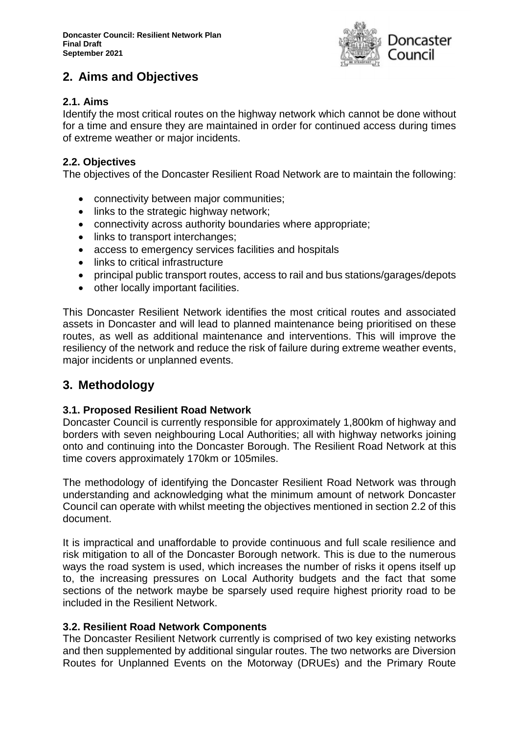## 2. Aims and Objectives

### 2.1. Aims

Identify the most critical routes on the highway network which cannot be done without for a time and ensure they are maintained in order for continued access during times of extreme weather or major incidents.

### 2.2. Objectives

The objectives of the Doncaster Resilient Road Network are to maintain the following:

- connectivity between major communities;
- links to the strategic highway network;
- connectivity across authority boundaries where appropriate;
- links to transport interchanges;
- access to emergency services facilities and hospitals
- links to critical infrastructure
- principal public transport routes, access to rail and bus stations/garages/depots
- other locally important facilities.

This Doncaster Resilient Network identifies the most critical routes and associated assets in Doncaster and will lead to planned maintenance being prioritised on these routes, as well as additional maintenance and interventions. This will improve the resiliency of the network and reduce the risk of failure during extreme weather events, major incidents or unplanned events.

## 3. Methodology

### 3.1. Proposed Resilient Road Network

Doncaster Council is currently responsible for approximately 1,800km of highway and borders with seven neighbouring Local Authorities; all with highway networks joining onto and continuing into the Doncaster Borough. The Resilient Road Network at this time covers approximately 170km or 105miles.

The methodology of identifying the Doncaster Resilient Road Network was through understanding and acknowledging what the minimum amount of network Doncaster Council can operate with whilst meeting the objectives mentioned in section 2.2 of this document.

It is impractical and unaffordable to provide continuous and full scale resilience and risk mitigation to all of the Doncaster Borough network. This is due to the numerous ways the road system is used, which increases the number of risks it opens itself up to, the increasing pressures on Local Authority budgets and the fact that some sections of the network maybe be sparsely used require highest priority road to be included in the Resilient Network.

### 3.2. Resilient Road Network Components

The Doncaster Resilient Network currently is comprised of two key existing networks and then supplemented by additional singular routes. The two networks are Diversion Routes for Unplanned Events on the Motorway (DRUEs) and the Primary Route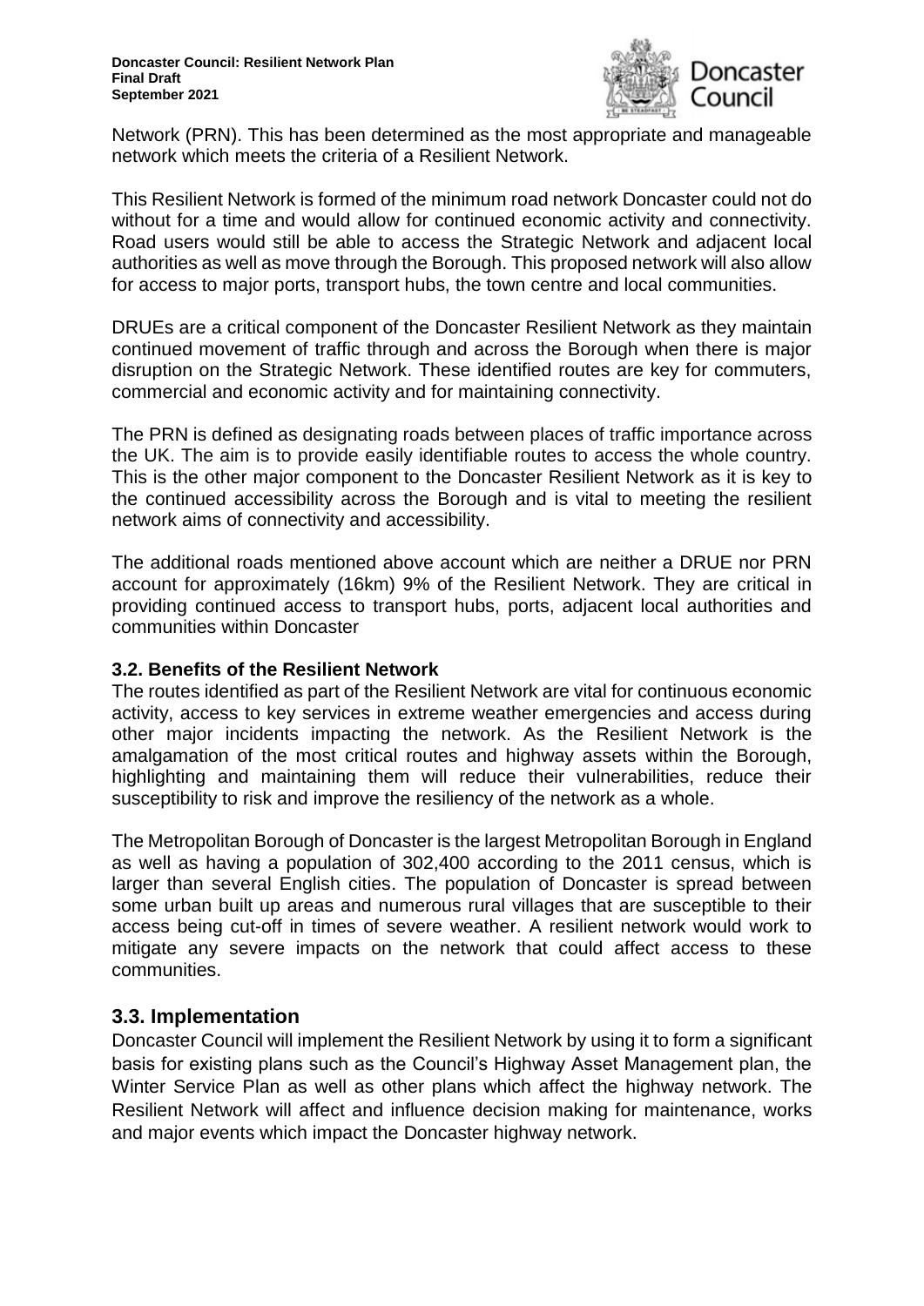Network (PRN). This has been determined as the most appropriate and manageable network which meets the criteria of a Resilient Network.

This Resilient Network is formed of the minimum road network Doncaster could not do without for a time and would allow for continued economic activity and connectivity. Road users would still be able to access the Strategic Network and adjacent local authorities as well as move through the Borough. This proposed network will also allow for access to major ports, transport hubs, the town centre and local communities.

DRUEs are a critical component of the Doncaster Resilient Network as they maintain continued movement of traffic through and across the Borough when there is major disruption on the Strategic Network. These identified routes are key for commuters, commercial and economic activity and for maintaining connectivity.

The PRN is defined as designating roads between places of traffic importance across the UK. The aim is to provide easily identifiable routes to access the whole country. This is the other major component to the Doncaster Resilient Network as it is key to the continued accessibility across the Borough and is vital to meeting the resilient network aims of connectivity and accessibility.

The additional roads mentioned above account which are neither a DRUE nor PRN account for approximately (16km) 9% of the Resilient Network. They are critical in providing continued access to transport hubs, ports, adjacent local authorities and communities within Doncaster

### 3.2. Benefits of the Resilient Network

The routes identified as part of the Resilient Network are vital for continuous economic activity, access to key services in extreme weather emergencies and access during other major incidents impacting the network. As the Resilient Network is the amalgamation of the most critical routes and highway assets within the Borough, highlighting and maintaining them will reduce their vulnerabilities, reduce their susceptibility to risk and improve the resiliency of the network as a whole.

The Metropolitan Borough of Doncaster is the largest Metropolitan Borough in England as well as having a population of 302,400 according to the 2011 census, which is larger than several English cities. The population of Doncaster is spread between some urban built up areas and numerous rural villages that are susceptible to their access being cut-off in times of severe weather. A resilient network would work to mitigate any severe impacts on the network that could affect access to these communities.

## 3.3. Implementation

Doncaster Council will implement the Resilient Network by using it to form a significant basis for existing plans such as the Council's Highway Asset Management plan, the Winter Service Plan as well as other plans which affect the highway network. The Resilient Network will affect and influence decision making for maintenance, works and major events which impact the Doncaster highway network.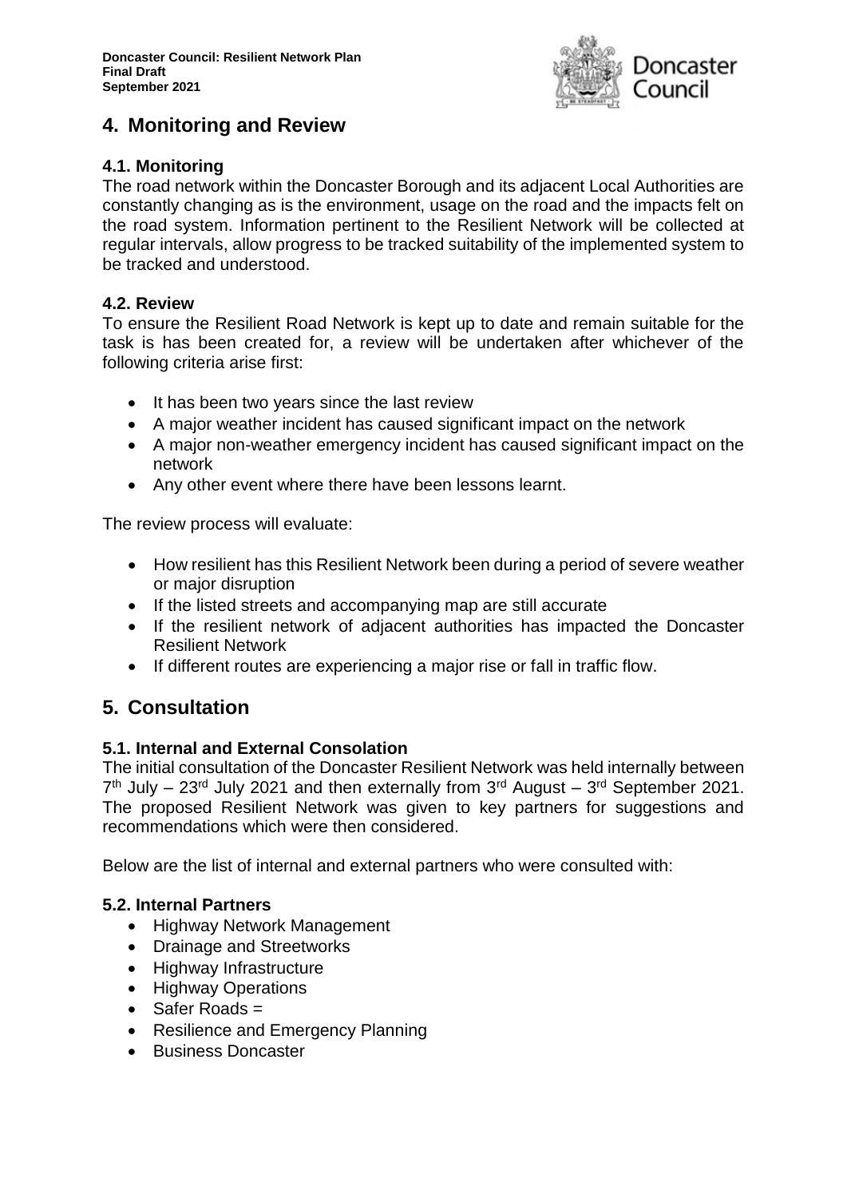## 4. Monitoring and Review

### 4.1. Monitoring

The road network within the Doncaster Borough and its adjacent Local Authorities are constantly changing as is the environment, usage on the road and the impacts felt on the road system. Information pertinent to the Resilient Network will be collected at regular intervals, allow progress to be tracked suitability of the implemented system to be tracked and understood.

### 4.2. Review

To ensure the Resilient Road Network is kept up to date and remain suitable for the task is has been created for, a review will be undertaken after whichever of the following criteria arise first:

- It has been two years since the last review
- A major weather incident has caused significant impact on the network
- A major non-weather emergency incident has caused significant impact on the network
- Any other event where there have been lessons learnt.

The review process will evaluate:

- How resilient has this Resilient Network been during a period of severe weather or major disruption
- If the listed streets and accompanying map are still accurate
- If the resilient network of adjacent authorities has impacted the Doncaster Resilient Network
- If different routes are experiencing a major rise or fall in traffic flow.

## 5. Consultation

### 5.1. Internal and External Consolation

The initial consultation of the Doncaster Resilient Network was held internally between 7th July – 23rd July 2021 and then externally from 3rd August – 3rd September 2021. The proposed Resilient Network was given to key partners for suggestions and recommendations which were then considered.

Below are the list of internal and external partners who were consulted with:

### 5.2. Internal Partners

- Highway Network Management
- Drainage and Streetworks
- Highway Infrastructure
- Highway Operations
- Safer Roads =
- Resilience and Emergency Planning
- Business Doncaster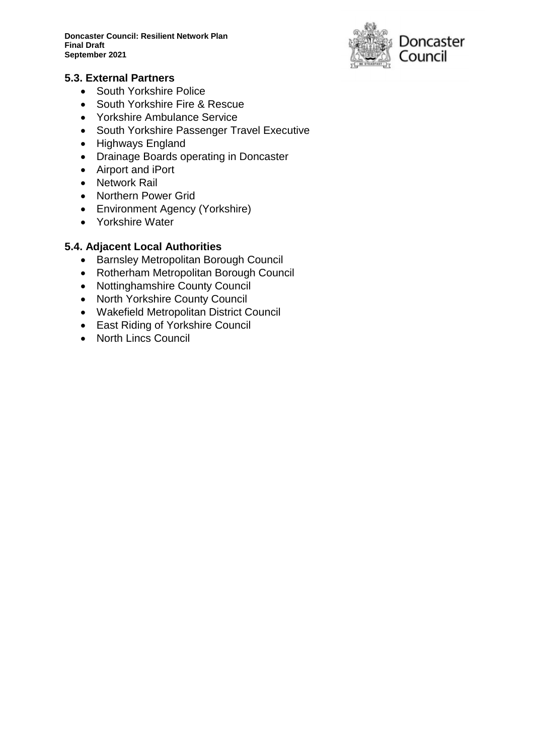## 5.3. External Partners

- South Yorkshire Police
- South Yorkshire Fire & Rescue
- Yorkshire Ambulance Service
- South Yorkshire Passenger Travel Executive
- Highways England
- Drainage Boards operating in Doncaster
- Airport and iPort
- Network Rail
- Northern Power Grid
- Environment Agency (Yorkshire)
- Yorkshire Water

## 5.4. Adjacent Local Authorities

- Barnsley Metropolitan Borough Council
- Rotherham Metropolitan Borough Council
- Nottinghamshire County Council
- North Yorkshire County Council
- Wakefield Metropolitan District Council
- East Riding of Yorkshire Council
- North Lincs Council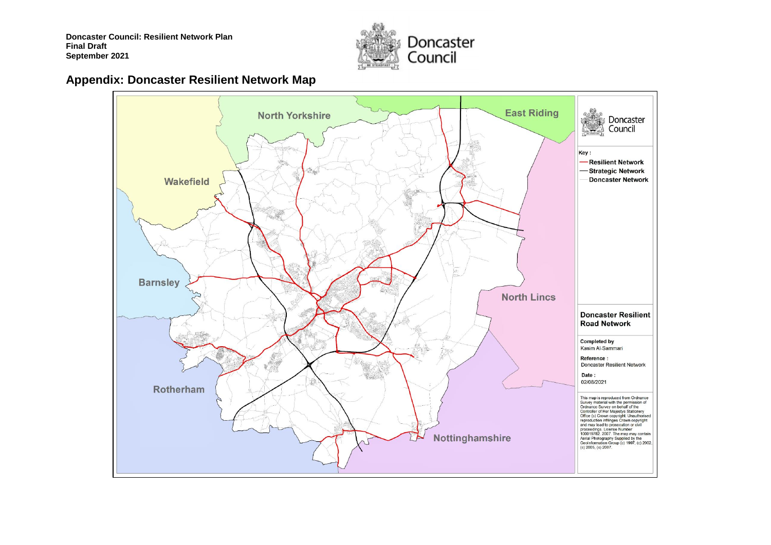## Appendix: Doncaster Resilient Network Map

North Yorkshire

East Riding

Wakefield

Barnsley

North Lincs

Rotherham

Nottinghamshire

Doncaster Council

Key :

Resilient Network

Strategic Network

Doncaster Network

**Doncaster Resilient Road Network**

Completed by
Kasim Al-Sammari

Reference :
Doncaster Resilient Network

Date :
02/08/2021

This map is reproduced from Ordnance Survey material with the permission of Ordnance Survey on behalf of the Controller of Her Majestys Stationery Office (c) Crown copyright. Unauthorised reproduction infringes Crown copyright and may lead to prosecution or civil proceedings. License Number 100019782. 2007. The map may contain Aerial Photography Supplied by the GeoInformation Group (c) 1997, (c) 2002, (c) 2005, (c) 2007.